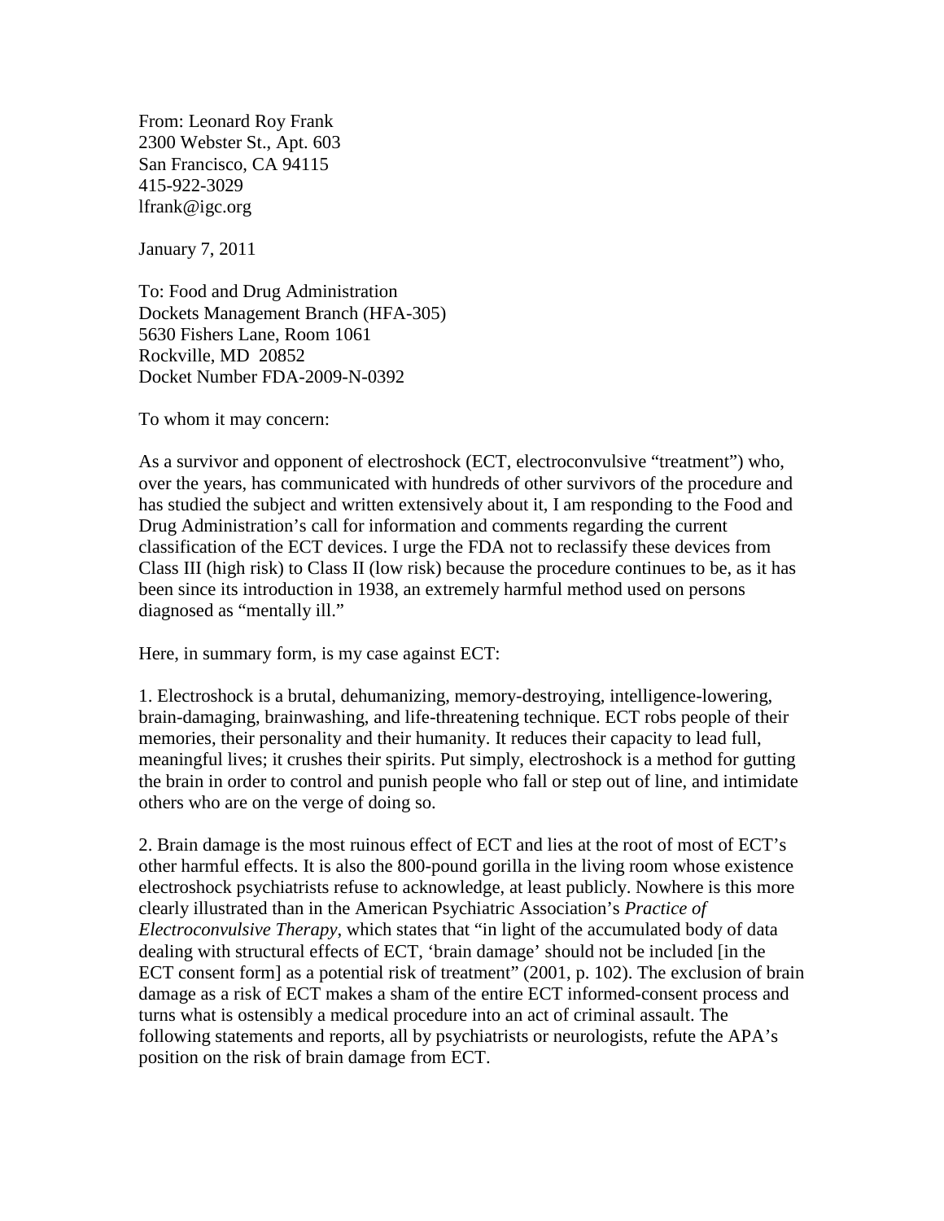From: Leonard Roy Frank
2300 Webster St., Apt. 603
San Francisco, CA 94115
415-922-3029
lfrank@igc.org

January 7, 2011

To: Food and Drug Administration
Dockets Management Branch (HFA-305)
5630 Fishers Lane, Room 1061
Rockville, MD 20852
Docket Number FDA-2009-N-0392

To whom it may concern:

As a survivor and opponent of electroshock (ECT, electroconvulsive "treatment") who, over the years, has communicated with hundreds of other survivors of the procedure and has studied the subject and written extensively about it, I am responding to the Food and Drug Administration's call for information and comments regarding the current classification of the ECT devices. I urge the FDA not to reclassify these devices from Class III (high risk) to Class II (low risk) because the procedure continues to be, as it has been since its introduction in 1938, an extremely harmful method used on persons diagnosed as "mentally ill."

Here, in summary form, is my case against ECT:

1. Electroshock is a brutal, dehumanizing, memory-destroying, intelligence-lowering, brain-damaging, brainwashing, and life-threatening technique. ECT robs people of their memories, their personality and their humanity. It reduces their capacity to lead full, meaningful lives; it crushes their spirits. Put simply, electroshock is a method for gutting the brain in order to control and punish people who fall or step out of line, and intimidate others who are on the verge of doing so.

2. Brain damage is the most ruinous effect of ECT and lies at the root of most of ECT's other harmful effects. It is also the 800-pound gorilla in the living room whose existence electroshock psychiatrists refuse to acknowledge, at least publicly. Nowhere is this more clearly illustrated than in the American Psychiatric Association's *Practice of Electroconvulsive Therapy*, which states that "in light of the accumulated body of data dealing with structural effects of ECT, 'brain damage' should not be included [in the ECT consent form] as a potential risk of treatment" (2001, p. 102). The exclusion of brain damage as a risk of ECT makes a sham of the entire ECT informed-consent process and turns what is ostensibly a medical procedure into an act of criminal assault. The following statements and reports, all by psychiatrists or neurologists, refute the APA's position on the risk of brain damage from ECT.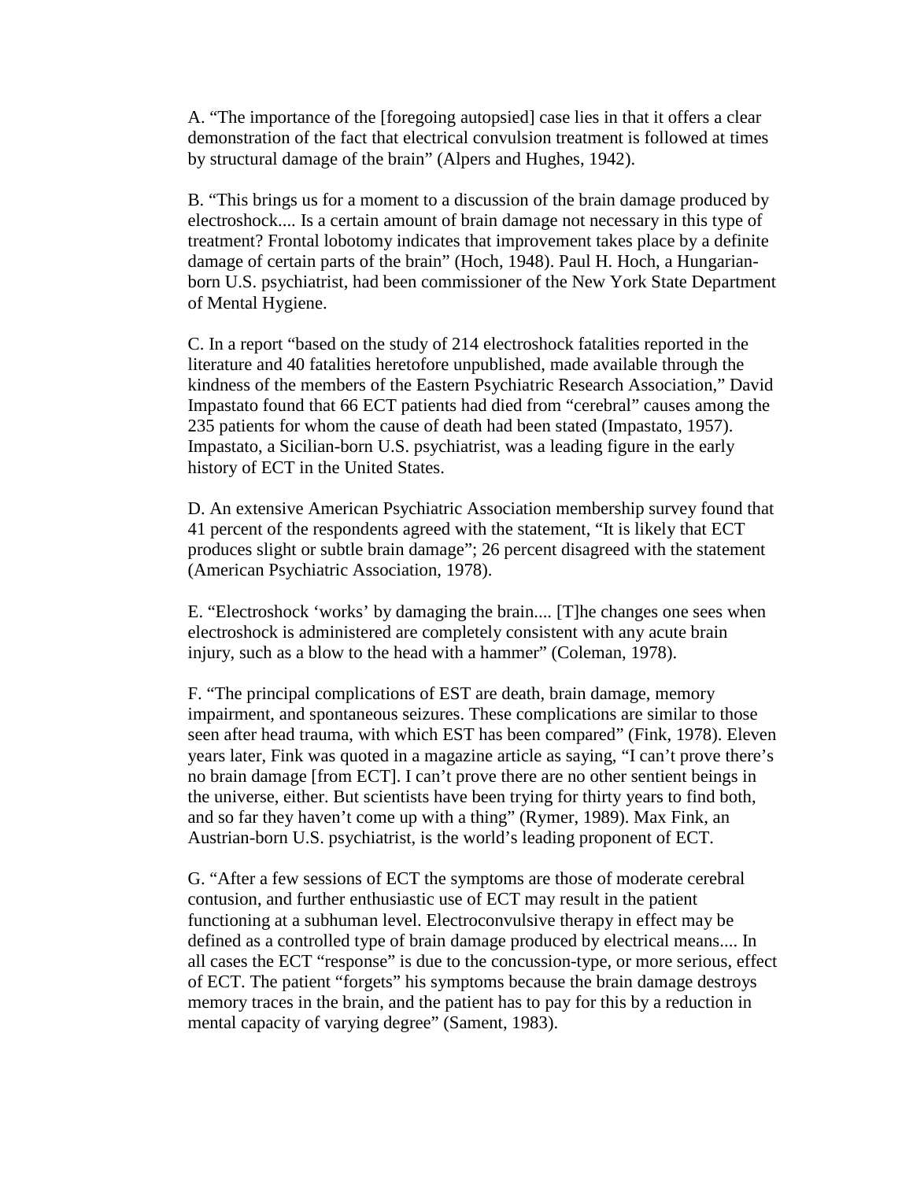A. “The importance of the [foregoing autopsied] case lies in that it offers a clear demonstration of the fact that electrical convulsion treatment is followed at times by structural damage of the brain” (Alpers and Hughes, 1942).

B. “This brings us for a moment to a discussion of the brain damage produced by electroshock.... Is a certain amount of brain damage not necessary in this type of treatment? Frontal lobotomy indicates that improvement takes place by a definite damage of certain parts of the brain” (Hoch, 1948). Paul H. Hoch, a Hungarian-born U.S. psychiatrist, had been commissioner of the New York State Department of Mental Hygiene.

C. In a report “based on the study of 214 electroshock fatalities reported in the literature and 40 fatalities heretofore unpublished, made available through the kindness of the members of the Eastern Psychiatric Research Association,” David Impastato found that 66 ECT patients had died from “cerebral” causes among the 235 patients for whom the cause of death had been stated (Impastato, 1957). Impastato, a Sicilian-born U.S. psychiatrist, was a leading figure in the early history of ECT in the United States.

D. An extensive American Psychiatric Association membership survey found that 41 percent of the respondents agreed with the statement, “It is likely that ECT produces slight or subtle brain damage”; 26 percent disagreed with the statement (American Psychiatric Association, 1978).

E. “Electroshock ‘works’ by damaging the brain.... [T]he changes one sees when electroshock is administered are completely consistent with any acute brain injury, such as a blow to the head with a hammer” (Coleman, 1978).

F. “The principal complications of EST are death, brain damage, memory impairment, and spontaneous seizures. These complications are similar to those seen after head trauma, with which EST has been compared” (Fink, 1978). Eleven years later, Fink was quoted in a magazine article as saying, “I can’t prove there’s no brain damage [from ECT]. I can’t prove there are no other sentient beings in the universe, either. But scientists have been trying for thirty years to find both, and so far they haven’t come up with a thing” (Rymer, 1989). Max Fink, an Austrian-born U.S. psychiatrist, is the world’s leading proponent of ECT.

G. “After a few sessions of ECT the symptoms are those of moderate cerebral contusion, and further enthusiastic use of ECT may result in the patient functioning at a subhuman level. Electroconvulsive therapy in effect may be defined as a controlled type of brain damage produced by electrical means.... In all cases the ECT “response” is due to the concussion-type, or more serious, effect of ECT. The patient “forgets” his symptoms because the brain damage destroys memory traces in the brain, and the patient has to pay for this by a reduction in mental capacity of varying degree” (Sament, 1983).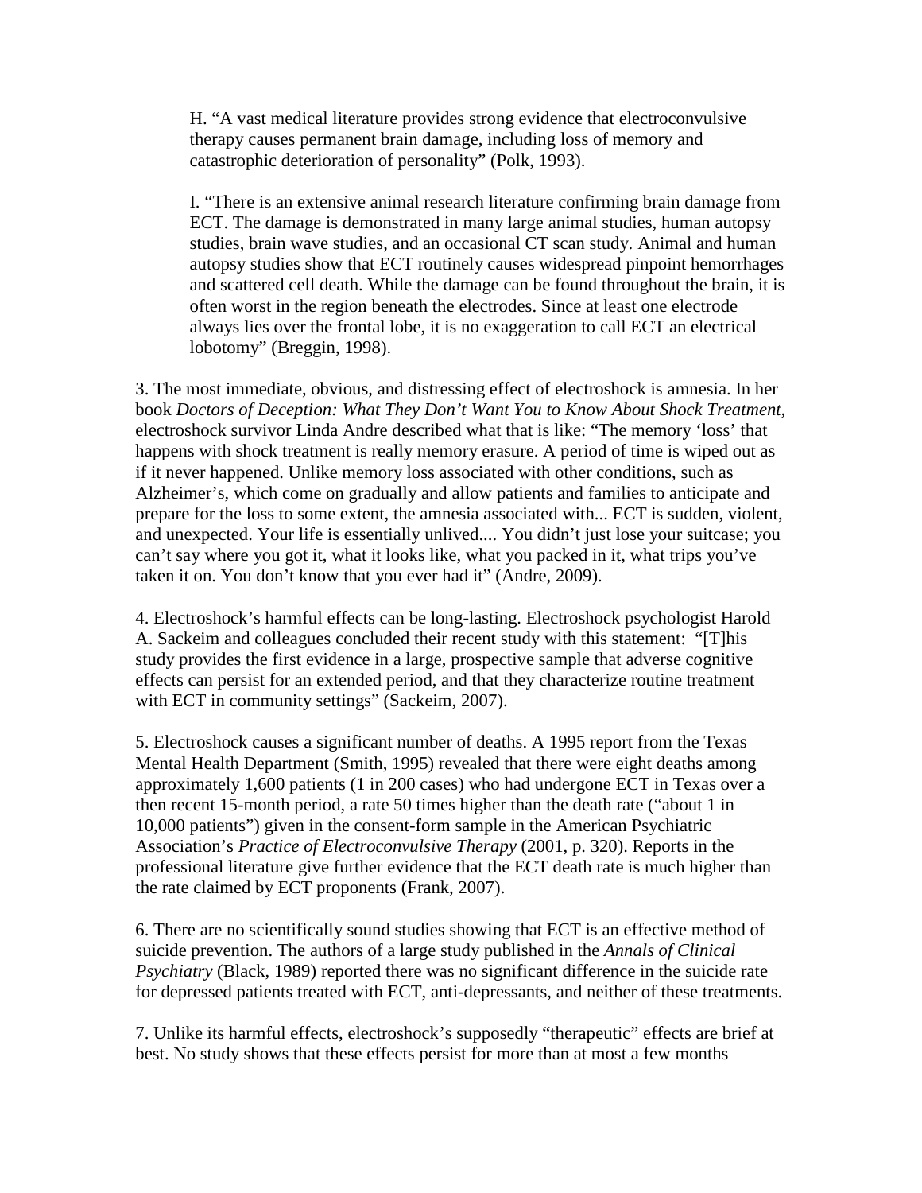H. “A vast medical literature provides strong evidence that electroconvulsive therapy causes permanent brain damage, including loss of memory and catastrophic deterioration of personality” (Polk, 1993).

I. “There is an extensive animal research literature confirming brain damage from ECT. The damage is demonstrated in many large animal studies, human autopsy studies, brain wave studies, and an occasional CT scan study. Animal and human autopsy studies show that ECT routinely causes widespread pinpoint hemorrhages and scattered cell death. While the damage can be found throughout the brain, it is often worst in the region beneath the electrodes. Since at least one electrode always lies over the frontal lobe, it is no exaggeration to call ECT an electrical lobotomy” (Breggin, 1998).

3. The most immediate, obvious, and distressing effect of electroshock is amnesia. In her book *Doctors of Deception: What They Don’t Want You to Know About Shock Treatment*, electroshock survivor Linda Andre described what that is like: “The memory ‘loss’ that happens with shock treatment is really memory erasure. A period of time is wiped out as if it never happened. Unlike memory loss associated with other conditions, such as Alzheimer’s, which come on gradually and allow patients and families to anticipate and prepare for the loss to some extent, the amnesia associated with... ECT is sudden, violent, and unexpected. Your life is essentially unlived.... You didn’t just lose your suitcase; you can’t say where you got it, what it looks like, what you packed in it, what trips you’ve taken it on. You don’t know that you ever had it” (Andre, 2009).

4. Electroshock’s harmful effects can be long-lasting. Electroshock psychologist Harold A. Sackeim and colleagues concluded their recent study with this statement: “[T]his study provides the first evidence in a large, prospective sample that adverse cognitive effects can persist for an extended period, and that they characterize routine treatment with ECT in community settings” (Sackeim, 2007).

5. Electroshock causes a significant number of deaths. A 1995 report from the Texas Mental Health Department (Smith, 1995) revealed that there were eight deaths among approximately 1,600 patients (1 in 200 cases) who had undergone ECT in Texas over a then recent 15-month period, a rate 50 times higher than the death rate (“about 1 in 10,000 patients”) given in the consent-form sample in the American Psychiatric Association’s *Practice of Electroconvulsive Therapy* (2001, p. 320). Reports in the professional literature give further evidence that the ECT death rate is much higher than the rate claimed by ECT proponents (Frank, 2007).

6. There are no scientifically sound studies showing that ECT is an effective method of suicide prevention. The authors of a large study published in the *Annals of Clinical Psychiatry* (Black, 1989) reported there was no significant difference in the suicide rate for depressed patients treated with ECT, anti-depressants, and neither of these treatments.

7. Unlike its harmful effects, electroshock’s supposedly “therapeutic” effects are brief at best. No study shows that these effects persist for more than at most a few months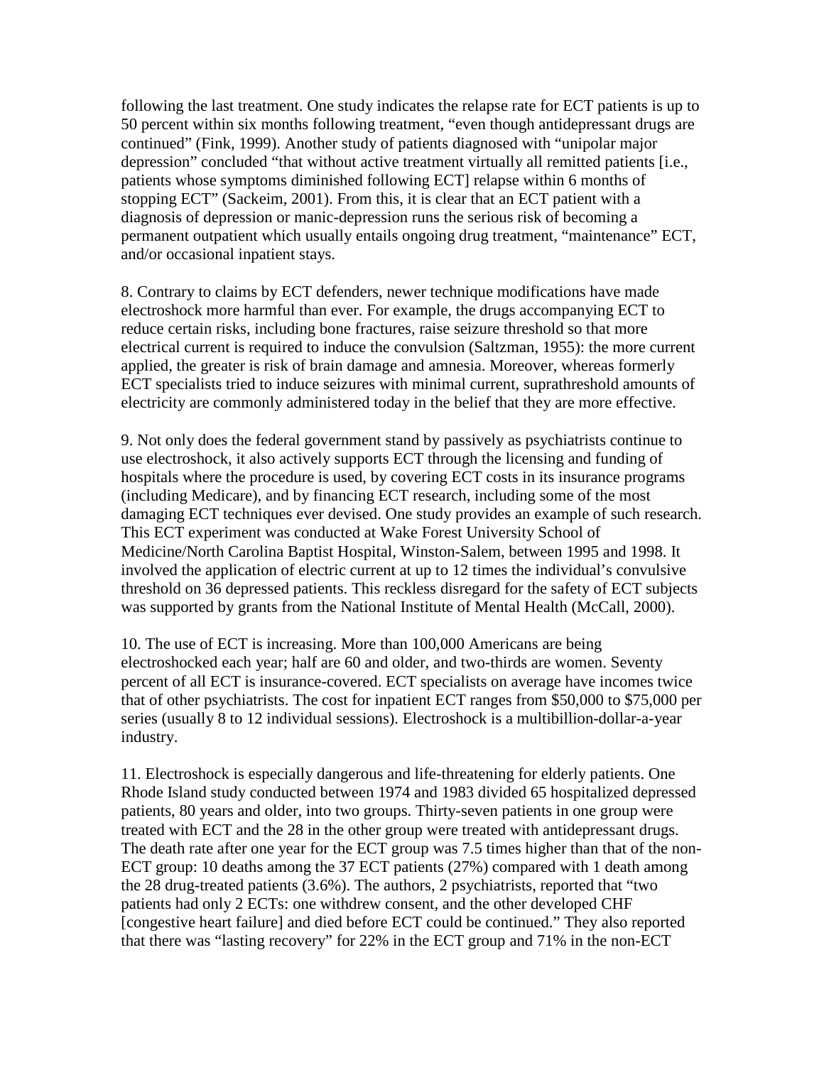following the last treatment. One study indicates the relapse rate for ECT patients is up to 50 percent within six months following treatment, "even though antidepressant drugs are continued" (Fink, 1999). Another study of patients diagnosed with "unipolar major depression" concluded "that without active treatment virtually all remitted patients [i.e., patients whose symptoms diminished following ECT] relapse within 6 months of stopping ECT" (Sackeim, 2001). From this, it is clear that an ECT patient with a diagnosis of depression or manic-depression runs the serious risk of becoming a permanent outpatient which usually entails ongoing drug treatment, "maintenance" ECT, and/or occasional inpatient stays.

8. Contrary to claims by ECT defenders, newer technique modifications have made electroshock more harmful than ever. For example, the drugs accompanying ECT to reduce certain risks, including bone fractures, raise seizure threshold so that more electrical current is required to induce the convulsion (Saltzman, 1955): the more current applied, the greater is risk of brain damage and amnesia. Moreover, whereas formerly ECT specialists tried to induce seizures with minimal current, suprathreshold amounts of electricity are commonly administered today in the belief that they are more effective.

9. Not only does the federal government stand by passively as psychiatrists continue to use electroshock, it also actively supports ECT through the licensing and funding of hospitals where the procedure is used, by covering ECT costs in its insurance programs (including Medicare), and by financing ECT research, including some of the most damaging ECT techniques ever devised. One study provides an example of such research. This ECT experiment was conducted at Wake Forest University School of Medicine/North Carolina Baptist Hospital, Winston-Salem, between 1995 and 1998. It involved the application of electric current at up to 12 times the individual's convulsive threshold on 36 depressed patients. This reckless disregard for the safety of ECT subjects was supported by grants from the National Institute of Mental Health (McCall, 2000).

10. The use of ECT is increasing. More than 100,000 Americans are being electroshocked each year; half are 60 and older, and two-thirds are women. Seventy percent of all ECT is insurance-covered. ECT specialists on average have incomes twice that of other psychiatrists. The cost for inpatient ECT ranges from $50,000 to $75,000 per series (usually 8 to 12 individual sessions). Electroshock is a multibillion-dollar-a-year industry.

11. Electroshock is especially dangerous and life-threatening for elderly patients. One Rhode Island study conducted between 1974 and 1983 divided 65 hospitalized depressed patients, 80 years and older, into two groups. Thirty-seven patients in one group were treated with ECT and the 28 in the other group were treated with antidepressant drugs. The death rate after one year for the ECT group was 7.5 times higher than that of the non-ECT group: 10 deaths among the 37 ECT patients (27%) compared with 1 death among the 28 drug-treated patients (3.6%). The authors, 2 psychiatrists, reported that "two patients had only 2 ECTs: one withdrew consent, and the other developed CHF [congestive heart failure] and died before ECT could be continued." They also reported that there was "lasting recovery" for 22% in the ECT group and 71% in the non-ECT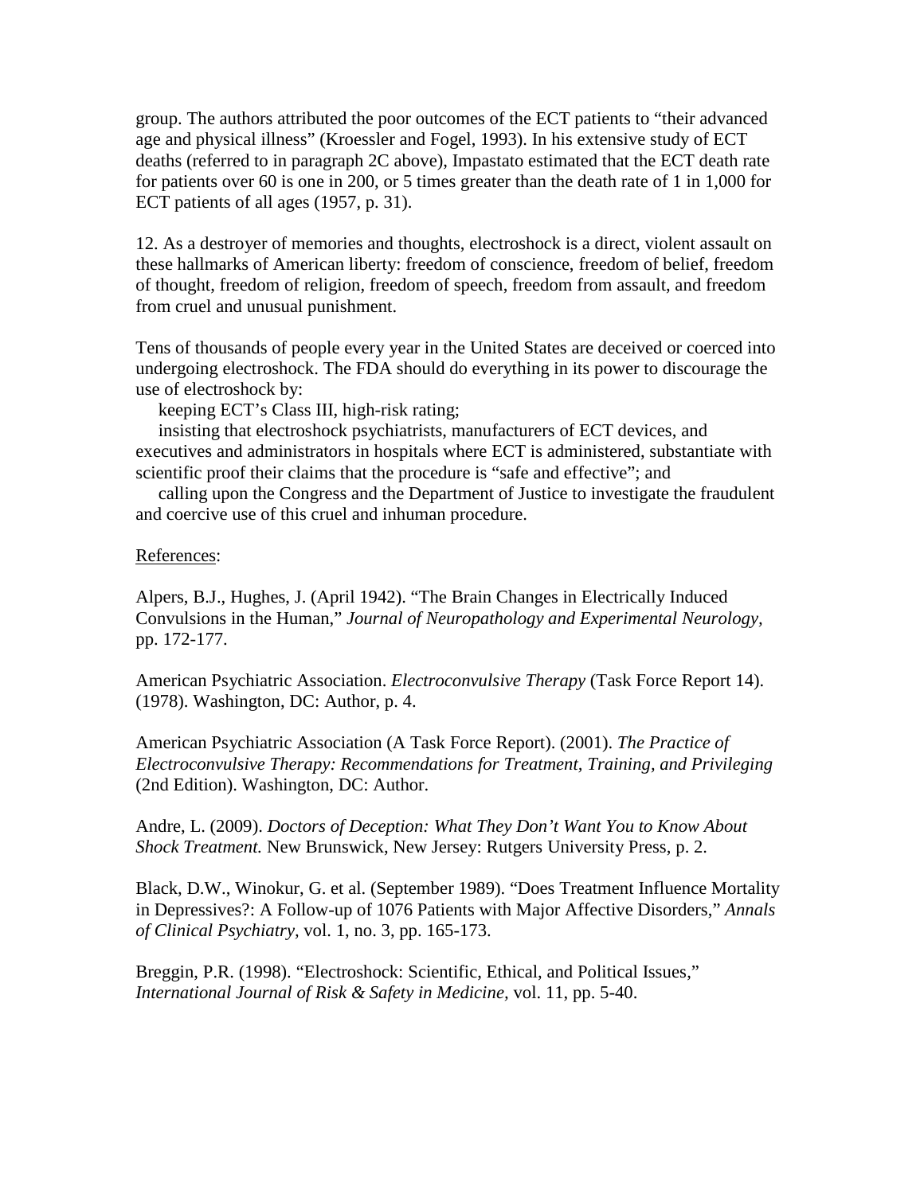group. The authors attributed the poor outcomes of the ECT patients to "their advanced age and physical illness" (Kroessler and Fogel, 1993). In his extensive study of ECT deaths (referred to in paragraph 2C above), Impastato estimated that the ECT death rate for patients over 60 is one in 200, or 5 times greater than the death rate of 1 in 1,000 for ECT patients of all ages (1957, p. 31).

12. As a destroyer of memories and thoughts, electroshock is a direct, violent assault on these hallmarks of American liberty: freedom of conscience, freedom of belief, freedom of thought, freedom of religion, freedom of speech, freedom from assault, and freedom from cruel and unusual punishment.

Tens of thousands of people every year in the United States are deceived or coerced into undergoing electroshock. The FDA should do everything in its power to discourage the use of electroshock by:

keeping ECT's Class III, high-risk rating;

insisting that electroshock psychiatrists, manufacturers of ECT devices, and executives and administrators in hospitals where ECT is administered, substantiate with scientific proof their claims that the procedure is "safe and effective"; and

calling upon the Congress and the Department of Justice to investigate the fraudulent and coercive use of this cruel and inhuman procedure.

References:

Alpers, B.J., Hughes, J. (April 1942). "The Brain Changes in Electrically Induced Convulsions in the Human," *Journal of Neuropathology and Experimental Neurology,* pp. 172-177.

American Psychiatric Association. *Electroconvulsive Therapy* (Task Force Report 14). (1978). Washington, DC: Author, p. 4.

American Psychiatric Association (A Task Force Report). (2001). *The Practice of Electroconvulsive Therapy: Recommendations for Treatment, Training, and Privileging* (2nd Edition). Washington, DC: Author.

Andre, L. (2009). *Doctors of Deception: What They Don't Want You to Know About Shock Treatment.* New Brunswick, New Jersey: Rutgers University Press, p. 2.

Black, D.W., Winokur, G. et al. (September 1989). "Does Treatment Influence Mortality in Depressives?: A Follow-up of 1076 Patients with Major Affective Disorders," *Annals of Clinical Psychiatry,* vol. 1, no. 3, pp. 165-173.

Breggin, P.R. (1998). "Electroshock: Scientific, Ethical, and Political Issues," *International Journal of Risk & Safety in Medicine,* vol. 11, pp. 5-40.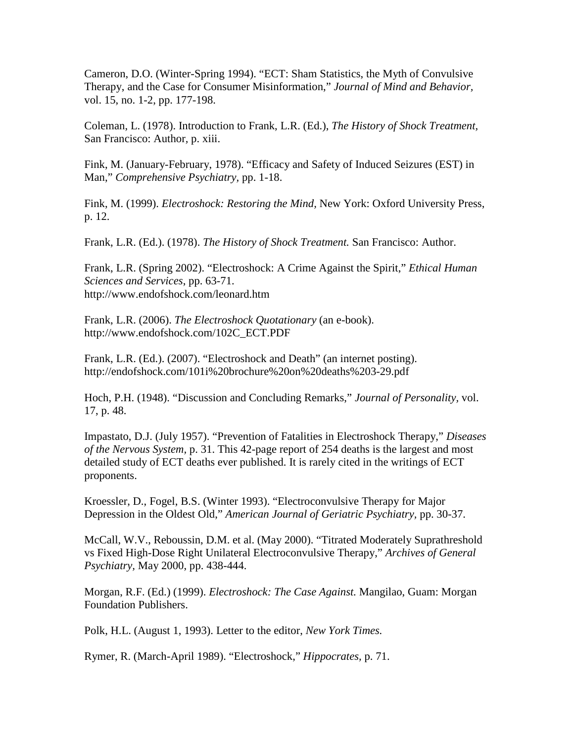Cameron, D.O. (Winter-Spring 1994). “ECT: Sham Statistics, the Myth of Convulsive Therapy, and the Case for Consumer Misinformation,” *Journal of Mind and Behavior,* vol. 15, no. 1-2, pp. 177-198.

Coleman, L. (1978). Introduction to Frank, L.R. (Ed.), *The History of Shock Treatment,* San Francisco: Author, p. xiii.

Fink, M. (January-February, 1978). “Efficacy and Safety of Induced Seizures (EST) in Man,” *Comprehensive Psychiatry,* pp. 1-18.

Fink, M. (1999). *Electroshock: Restoring the Mind,* New York: Oxford University Press, p. 12.

Frank, L.R. (Ed.). (1978). *The History of Shock Treatment.* San Francisco: Author.

Frank, L.R. (Spring 2002). “Electroshock: A Crime Against the Spirit,” *Ethical Human Sciences and Services,* pp. 63-71.
http://www.endofshock.com/leonard.htm

Frank, L.R. (2006). *The Electroshock Quotationary* (an e-book).
http://www.endofshock.com/102C_ECT.PDF

Frank, L.R. (Ed.). (2007). “Electroshock and Death” (an internet posting).
http://endofshock.com/101i%20brochure%20on%20deaths%203-29.pdf

Hoch, P.H. (1948). “Discussion and Concluding Remarks,” *Journal of Personality,* vol. 17, p. 48.

Impastato, D.J. (July 1957). “Prevention of Fatalities in Electroshock Therapy,” *Diseases of the Nervous System,* p. 31. This 42-page report of 254 deaths is the largest and most detailed study of ECT deaths ever published. It is rarely cited in the writings of ECT proponents.

Kroessler, D., Fogel, B.S. (Winter 1993). “Electroconvulsive Therapy for Major Depression in the Oldest Old,” *American Journal of Geriatric Psychiatry,* pp. 30-37.

McCall, W.V., Reboussin, D.M. et al. (May 2000). “Titrated Moderately Suprathreshold vs Fixed High-Dose Right Unilateral Electroconvulsive Therapy,” *Archives of General Psychiatry,* May 2000, pp. 438-444.

Morgan, R.F. (Ed.) (1999). *Electroshock: The Case Against.* Mangilao, Guam: Morgan Foundation Publishers.

Polk, H.L. (August 1, 1993). Letter to the editor, *New York Times.*

Rymer, R. (March-April 1989). “Electroshock,” *Hippocrates,* p. 71.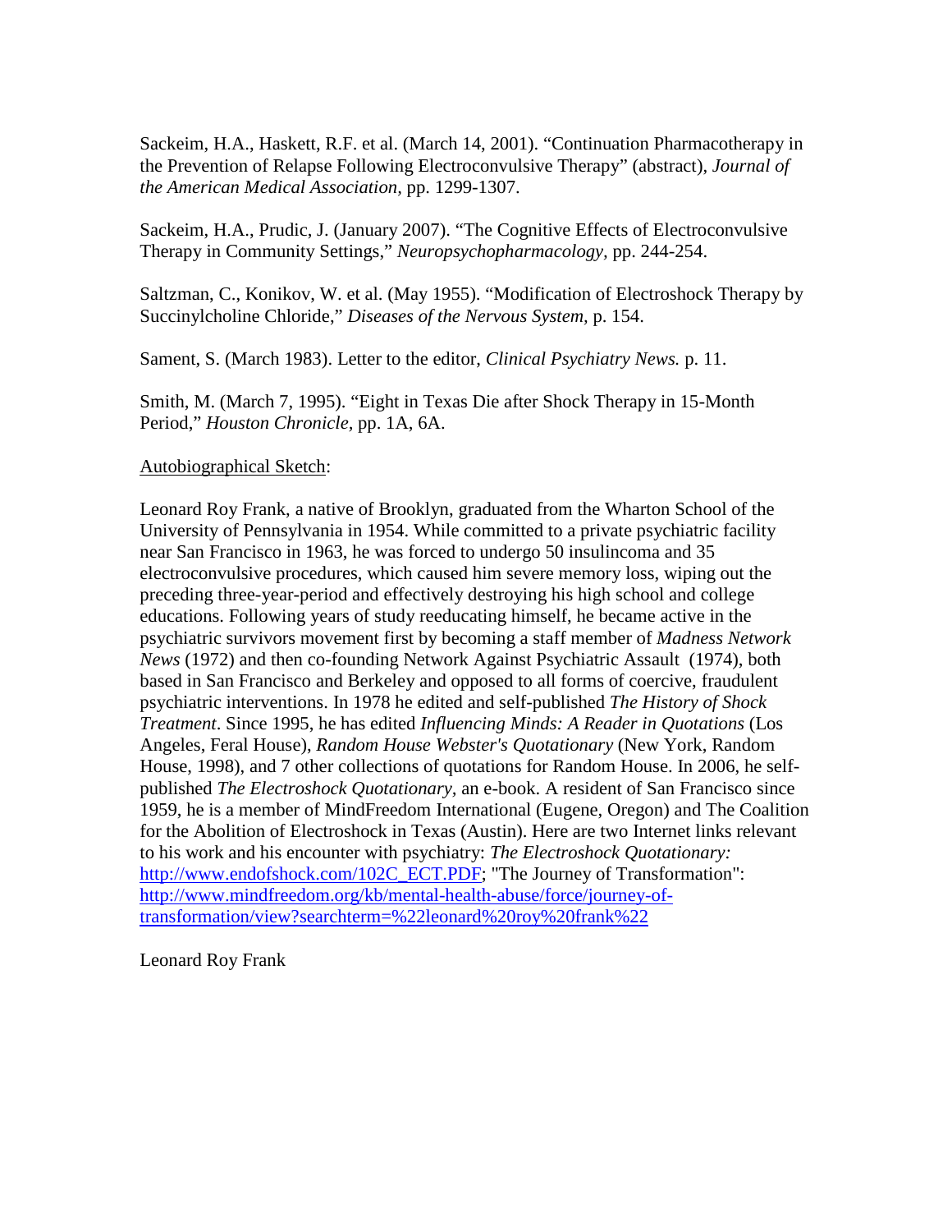Sackeim, H.A., Haskett, R.F. et al. (March 14, 2001). “Continuation Pharmacotherapy in the Prevention of Relapse Following Electroconvulsive Therapy” (abstract), *Journal of the American Medical Association,* pp. 1299-1307.

Sackeim, H.A., Prudic, J. (January 2007). “The Cognitive Effects of Electroconvulsive Therapy in Community Settings,” *Neuropsychopharmacology,* pp. 244-254.

Saltzman, C., Konikov, W. et al. (May 1955). “Modification of Electroshock Therapy by Succinylcholine Chloride,” *Diseases of the Nervous System,* p. 154.

Sament, S. (March 1983). Letter to the editor, *Clinical Psychiatry News.* p. 11.

Smith, M. (March 7, 1995). “Eight in Texas Die after Shock Therapy in 15-Month Period,” *Houston Chronicle,* pp. 1A, 6A.

<u>Autobiographical Sketch</u>:

Leonard Roy Frank, a native of Brooklyn, graduated from the Wharton School of the University of Pennsylvania in 1954. While committed to a private psychiatric facility near San Francisco in 1963, he was forced to undergo 50 insulincoma and 35 electroconvulsive procedures, which caused him severe memory loss, wiping out the preceding three-year-period and effectively destroying his high school and college educations. Following years of study reeducating himself, he became active in the psychiatric survivors movement first by becoming a staff member of *Madness Network News* (1972) and then co-founding Network Against Psychiatric Assault (1974), both based in San Francisco and Berkeley and opposed to all forms of coercive, fraudulent psychiatric interventions. In 1978 he edited and self-published *The History of Shock Treatment*. Since 1995, he has edited *Influencing Minds: A Reader in Quotations* (Los Angeles, Feral House), *Random House Webster's Quotationary* (New York, Random House, 1998), and 7 other collections of quotations for Random House. In 2006, he self-published *The Electroshock Quotationary,* an e-book. A resident of San Francisco since 1959, he is a member of MindFreedom International (Eugene, Oregon) and The Coalition for the Abolition of Electroshock in Texas (Austin). Here are two Internet links relevant to his work and his encounter with psychiatry: *The Electroshock Quotationary:* http://www.endofshock.com/102C_ECT.PDF; "The Journey of Transformation": http://www.mindfreedom.org/kb/mental-health-abuse/force/journey-of-transformation/view?searchterm=%22leonard%20roy%20frank%22

Leonard Roy Frank